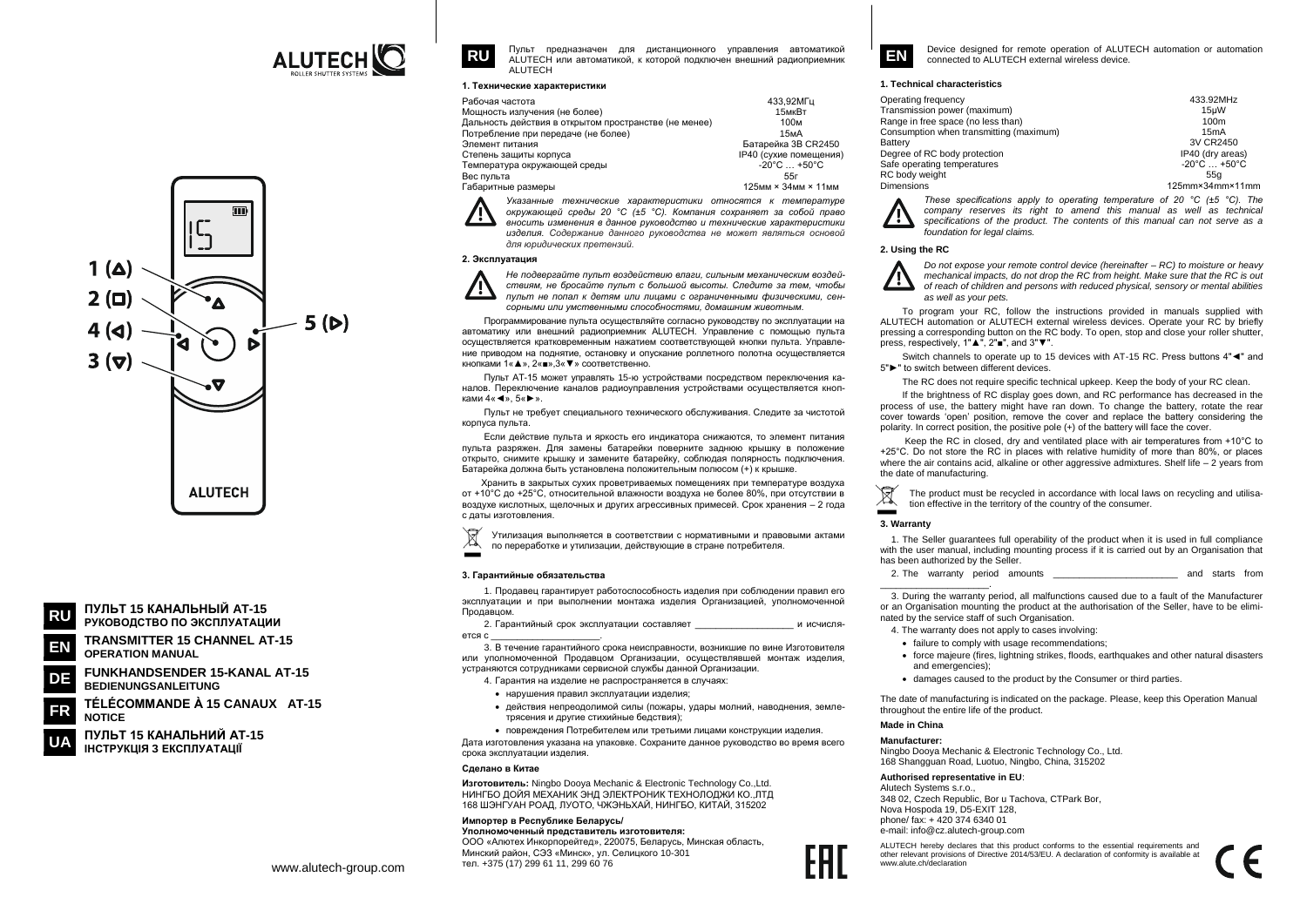ALUTECH ROLLER SHUTTER SYSTEMS

1 (▲)
2 (■)
4 (◄)
3 (▼)
5 (►)

ALUTECH

**RU** **ПУЛЬТ 15 КАНАЛЬНЫЙ АТ-15**
**РУКОВОДСТВО ПО ЭКСПЛУАТАЦИИ**

**EN** **TRANSMITTER 15 CHANNEL AT-15**
**OPERATION MANUAL**

**DE** **FUNKHANDSENDER 15-KANAL AT-15**
**BEDIENUNGSANLEITUNG**

**FR** **TÉLÉCOMMANDE À 15 CANAUX AT-15**
**NOTICE**

**UA** **ПУЛЬТ 15 КАНАЛЬНИЙ АТ-15**
**ІНСТРУКЦІЯ З ЕКСПЛУАТАЦІЇ**

www.alutech-group.com

**RU**

Пульт предназначен для дистанционного управления автоматикой ALUTECH или автоматикой, к которой подключен внешний радиоприемник ALUTECH

### 1. Технические характеристики

| | |
|---|---|
| Рабочая частота | 433,92МГц |
| Мощность излучения (не более) | 15мкВт |
| Дальность действия в открытом пространстве (не менее) | 100м |
| Потребление при передаче (не более) | 15мА |
| Элемент питания | Батарейка 3В CR2450 |
| Степень защиты корпуса | IP40 (сухие помещения) |
| Температура окружающей среды | -20°C … +50°C |
| Вес пульта | 55г |
| Габаритные размеры | 125мм × 34мм × 11мм |

*Указанные технические характеристики относятся к температуре окружающей среды 20 °С (±5 °С). Компания сохраняет за собой право вносить изменения в данное руководство и технические характеристики изделия. Содержание данного руководства не может являться основой для юридических претензий.*

### 2. Эксплуатация

*Не подвергайте пульт воздействию влаги, сильным механическим воздействиям, не бросайте пульт с большой высоты. Следите за тем, чтобы пульт не попал к детям или лицам с ограниченными физическими, сенсорными или умственными способностями, домашним животным.*

Программирование пульта осуществляйте согласно руководству по эксплуатации на автоматику или внешний радиоприемник ALUTECH. Управление с помощью пульта осуществляется кратковременным нажатием соответствующей кнопки пульта. Управление приводом на поднятие, остановку и опускание роллетного полотна осуществляется кнопками 1«▲», 2«■»,3«▼» соответственно.

Пульт АТ-15 может управлять 15-ю устройствами посредством переключения каналов. Переключение каналов радиоуправления устройствами осуществляется кнопками 4«◄», 5«►».

Пульт не требует специального технического обслуживания. Следите за чистотой корпуса пульта.

Если действие пульта и яркость его индикатора снижаются, то элемент питания пульта разряжен. Для замены батарейки поверните заднюю крышку в положение открыто, снимите крышку и замените батарейку, соблюдая полярность подключения. Батарейка должна быть установлена положительным полюсом (+) к крышке.

Хранить в закрытых сухих проветриваемых помещениях при температуре воздуха от +10°С до +25°С, относительной влажности воздуха не более 80%, при отсутствии в воздухе кислотных, щелочных и других агрессивных примесей. Срок хранения – 2 года с даты изготовления.

Утилизация выполняется в соответствии с нормативными и правовыми актами по переработке и утилизации, действующие в стране потребителя.

### 3. Гарантийные обязательства

1. Продавец гарантирует работоспособность изделия при соблюдении правил его эксплуатации и при выполнении монтажа изделия Организацией, уполномоченной Продавцом.

2. Гарантийный срок эксплуатации составляет ___________________ и исчисляется с ____________________.

3. В течение гарантийного срока неисправности, возникшие по вине Изготовителя или уполномоченной Продавцом Организации, осуществлявшей монтаж изделия, устраняются сотрудниками сервисной службы данной Организации.

4. Гарантия на изделие не распространяется в случаях:
- нарушения правил эксплуатации изделия;
- действия непреодолимой силы (пожары, удары молний, наводнения, землетрясения и другие стихийные бедствия);
- повреждения Потребителем или третьими лицами конструкции изделия.

Дата изготовления указана на упаковке. Сохраните данное руководство во время всего срока эксплуатации изделия.

**Сделано в Китае**

**Изготовитель:** Ningbo Dooya Mechanic & Electronic Technology Co.,Ltd.
НИНГБО ДОЙЯ МЕХАНИК ЭНД ЭЛЕКТРОНИК ТЕХНОЛОДЖИ КО.,ЛТД
168 ШЭНГУАН РОАД, ЛУОТО, ЧЖЭНЬХАЙ, НИНГБО, КИТАЙ, 315202

**Импортер в Республике Беларусь/**
**Уполномоченный представитель изготовителя:**
ООО «Алютех Инкорпорейтед», 220075, Беларусь, Минская область, Минский район, СЭЗ «Минск», ул. Селицкого 10-301
тел. +375 (17) 299 61 11, 299 60 76

EAC

**EN**

Device designed for remote operation of ALUTECH automation or automation connected to ALUTECH external wireless device.

### 1. Technical characteristics

| | |
|---|---|
| Operating frequency | 433.92MHz |
| Transmission power (maximum) | 15μW |
| Range in free space (no less than) | 100m |
| Consumption when transmitting (maximum) | 15mA |
| Battery | 3V CR2450 |
| Degree of RC body protection | IP40 (dry areas) |
| Safe operating temperatures | -20°C … +50°C |
| RC body weight | 55g |
| Dimensions | 125mm×34mm×11mm |

*These specifications apply to operating temperature of 20 °C (±5 °C). The company reserves its right to amend this manual as well as technical specifications of the product. The contents of this manual can not serve as a foundation for legal claims.*

### 2. Using the RC

*Do not expose your remote control device (hereinafter – RC) to moisture or heavy mechanical impacts, do not drop the RC from height. Make sure that the RC is out of reach of children and persons with reduced physical, sensory or mental abilities as well as your pets.*

To program your RC, follow the instructions provided in manuals supplied with ALUTECH automation or ALUTECH external wireless devices. Operate your RC by briefly pressing a corresponding button on the RC body. To open, stop and close your roller shutter, press, respectively, 1"▲", 2"■", and 3"▼".

Switch channels to operate up to 15 devices with AT-15 RC. Press buttons 4"◄" and 5"►" to switch between different devices.

The RC does not require specific technical upkeep. Keep the body of your RC clean.

If the brightness of RC display goes down, and RC performance has decreased in the process of use, the battery might have ran down. To change the battery, rotate the rear cover towards 'open' position, remove the cover and replace the battery considering the polarity. In correct position, the positive pole (+) of the battery will face the cover.

Keep the RC in closed, dry and ventilated place with air temperatures from +10°C to +25°C. Do not store the RC in places with relative humidity of more than 80%, or places where the air contains acid, alkaline or other aggressive admixtures. Shelf life – 2 years from the date of manufacturing.

The product must be recycled in accordance with local laws on recycling and utilisation effective in the territory of the country of the consumer.

### 3. Warranty

1. The Seller guarantees full operability of the product when it is used in full compliance with the user manual, including mounting process if it is carried out by an Organisation that has been authorized by the Seller.

2. The warranty period amounts _______________________ and starts from ____________________.

3. During the warranty period, all malfunctions caused due to a fault of the Manufacturer or an Organisation mounting the product at the authorisation of the Seller, have to be eliminated by the service staff of such Organisation.

4. The warranty does not apply to cases involving:
- failure to comply with usage recommendations;
- force majeure (fires, lightning strikes, floods, earthquakes and other natural disasters and emergencies);
- damages caused to the product by the Consumer or third parties.

The date of manufacturing is indicated on the package. Please, keep this Operation Manual throughout the entire life of the product.

**Made in China**

**Manufacturer:**
Ningbo Dooya Mechanic & Electronic Technology Co., Ltd.
168 Shangguan Road, Luotuo, Zhenhai, Ningbo, China, 315202

**Authorised representative in EU**:
Alutech Systems s.r.o.,
348 02, Czech Republic, Bor u Tachova, CTPark Bor,
Nova Hospoda 19, D5-EXIT 128,
phone/ fax: + 420 374 6340 01
e-mail: info@cz.alutech-group.com

ALUTECH hereby declares that this product conforms to the essential requirements and other relevant provisions of Directive 2014/53/EU. A declaration of conformity is available at www.alute.ch/declaration

CE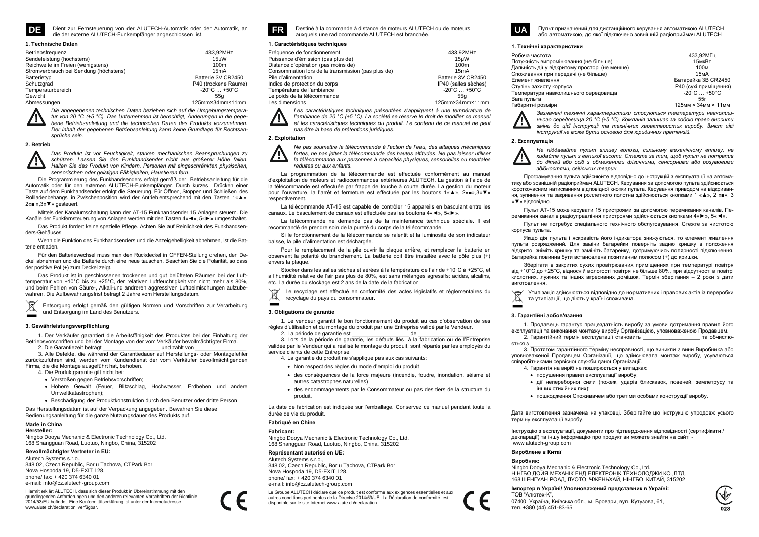# DE

Dient zur Fernsteuerung von der ALUTECH-Automatik oder der Automatik, an die der externe ALUTECH-Funkempfänger angeschlossen ist.

## 1. Technische Daten

| | |
|---|---|
| Betriebsfrequenz | 433,92MHz |
| Sendeleistung (höchstens) | 15µW |
| Reichweite im Freien (wenigstens) | 100m |
| Stromverbrauch bei Sendung (höchstens) | 15mA |
| Batterietyp | Batterie 3V CR2450 |
| Schutzgrad | IP40 (trockene Räume) |
| Temperaturbereich | -20°C … +50°C |
| Gewicht | 55g |
| Abmessungen | 125mm×34mm×11mm |

*Die angegebenen technischen Daten beziehen sich auf die Umgebungstemperatur von 20 °C (±5 °C). Das Unternehmen ist berechtigt, Änderungen in die gegebene Betriebsanleitung und die technischen Daten des Produkts vorzunehmen. Der Inhalt der gegebenen Betriebsanleitung kann keine Grundlage für Rechtsansprüche sein.*

## 2. Betrieb

*Das Produkt ist vor Feuchtigkeit, starken mechanischen Beanspruchungen zu schützen. Lassen Sie den Funkhandsender nicht aus größerer Höhe fallen. Halten Sie das Produkt von Kindern, Personen mit eingeschränkten physischen, sensorischen oder geistigen Fähigkeiten, Haustieren fern.*

Die Programmierung des Funkhandsenders erfolgt gemäß der Betriebsanleitung für die Automatik oder für den externen ALUTECH-Funkempfänger. Durch kurzes Drücken einer Taste auf dem Funkhandsender erfolgt die Steuerung. Für Öffnen, Stoppen und Schließen des Rollladenbehangs in Zwischenposition wird der Antrieb entsprechend mit den Tasten 1«▲», 2«■»,3«▼» gesteuert.

Mittels der Kanalumschaltung kann der AT-15 Funkhandsender 15 Anlagen steuern. Die Kanäle der Funkfernsteuerung von Anlagen werden mit den Tasten 4«◄», 5«►» umgeschaltet.

Das Produkt fordert keine spezielle Pflege. Achten Sie auf Reinlichkeit des Funkhandsenders-Gehäuses.

Wenn die Funktion des Funkhandsenders und die Anzeigehelligkeit abnehmen, ist die Batterie entladen.

Für den Batteriewechsel muss man den Rückdeckel in OFFEN-Stellung drehen, den Deckel abnehmen und die Batterie durch eine neue tauschen. Beachten Sie die Polarität, so dass der positive Pol (+) zum Deckel zeigt.

Das Produkt ist in geschlossenen trockenen und gut belüfteten Räumen bei der Lufttemperatur von +10°C bis zu +25°C, der relativen Luftfeuchtigkeit von nicht mehr als 80%, und beim Fehlen von Säure-, Alkali-und anderen aggressiven Luftbeimischungen aufzubewahren. Die Aufbewahrungsfrist beträgt 2 Jahre vom Herstellungsdatum.

Entsorgung erfolgt gemäß den gültigen Normen und Vorschriften zur Verarbeitung und Entsorgung im Land des Benutzers.

## 3. Gewährleistungsverpflichtung

1. Der Verkäufer garantiert die Arbeitsfähigkeit des Produktes bei der Einhaltung der Betriebsvorschriften und bei der Montage von der vom Verkäufer bevollmächtigter Firma.
2. Die Garantiezeit beträgt __________________ und zählt von __________________
3. Alle Defekte, die während der Garantiedauer auf Herstellungs- oder Montagefehler zurückzuführen sind, werden vom Kundendienst der vom Verkäufer bevollmächtigenden Firma, die die Montage ausgeführt hat, behoben.
4. Die Produktgarantie gilt nicht bei:
   - Verstoßen gegen Betriebsvorschriften;
   - Höhere Gewalt (Feuer, Blitzschlag, Hochwasser, Erdbeben und andere Umweltkatastrophen);
   - Beschädigung der Produktkonstruktion durch den Benutzer oder dritte Person.

Das Herstellungsdatum ist auf der Verpackung angegeben. Bewahren Sie diese Bedienungsanleitung für die ganze Nutzungsdauer des Produkts auf.

**Made in China**

**Hersteller:**
Ningbo Dooya Mechanic & Electronic Technology Co., Ltd.
168 Shangguan Road, Luotuo, Ningbo, China, 315202

**Bevollmächtigter Vertreter in EU:**
Alutech Systems s.r.o.,
348 02, Czech Republic, Bor u Tachova, CTPark Bor,
Nova Hospoda 19, D5-EXIT 128,
phone/ fax: + 420 374 6340 01
e-mail: info@cz.alutech-group.com

Hiermit erklärt ALUTECH, dass sich dieser Produkt in Übereinstimmung mit den grundlegenden Anforderungen und den anderen relevanten Vorschriften der Richtlinie 2014/53/EU befindet. Eine Konformitätserklärung ist unter der Internetadresse www.alute.ch/declaration verfügbar.

# FR

Destiné à la commande à distance de moteurs ALUTECH ou de moteurs auxquels une radiocommande ALUTECH est branchée.

## 1. Caractéristiques techniques

| | |
|---|---|
| Fréquence de fonctionnement | 433,92MHz |
| Puissance d'émission (pas plus de) | 15µW |
| Distance d'opération (pas moins de) | 100m |
| Consommation lors de la transmission (pas plus de) | 15mA |
| Pile d'alimentation | Batterie 3V CR2450 |
| Indice de protection du corps | IP40 (salles sèches) |
| Température de l'ambiance | -20°C … +50°C |
| Le poids de la télécommande | 55g |
| Les dimensions | 125mm×34mm×11mm |

*Les caractéristiques techniques présentées s'appliquent à une température de l'ambiance de 20 °C (±5 °C). La société se réserve le droit de modifier ce manuel et les caractéristiques techniques du produit. Le contenu de ce manuel ne peut pas être la base de prétentions juridiques.*

## 2. Exploitation

*Ne pas soumettre la télécommande à l'action de l'eau, des attaques mécaniques fortes, ne pas jeter la télécommande des hautes altitudes. Ne pas laisser utiliser la télécommande aux personnes à capacités physiques, sensorielles ou mentales reduites ou aux enfants.*

La programmation de la télécommande est effectuée conformément au manuel d'exploitation de moteurs et radiocommandes extérieures ALUTECH. La gestion à l'aide de la télécommande est effectuée par frappe de touche à courte durée. La gestion du moteur pour l'ouverture, la l'arrêt et fermeture est effectuée par les boutons 1«▲», 2«■»,3«▼» respectivement.

La télécommande AT-15 est capable de contrôler 15 appareils en basculant entre les canaux. Le basculement de canaux est effectuée pas les boutons 4«◄», 5«►».

La télécommande ne demande pas de la maintenance technique spéciale. Il est recommandé de prendre soin de la pureté du corps de la télécommande.

Si le fonctionnement de la télécommande se ralentit et la luminosité de son indicateur baisse, la pile d'alimentation est déchargée.

Pour le remplacement de la pile ouvrir la plaque arrière, et remplacer la batterie en observant la polarité du branchement. La batterie doit être installée avec le pôle plus (+) envers la plaque.

Stocker dans les salles sèches et aérées à la température de l'air de +10°C à +25°C, et a l'humidité relative de l'air pas plus de 80%, est sans mélanges agressifs: acides, alcalins, etc. La durée du stockage est 2 ans de la date de la fabrication

Le recyclage est effectué en conformité des actes législatifs et réglementaires du recyclage du pays du consommateur.

## 3. Obligations de garantie

1. Le vendeur garantit le bon fonctionnement du produit au cas d'observation de ses règles d'utilisation et du montage du produit par une Entreprise validé par le Vendeur.
2. La période de garantie est __________________ de __________________
3. Lors de la période de garantie, les défauts liés à la fabrication ou de l'Entreprise validée par le Vendeur qui a réalisé le montage du produit, sont réparés par les employés du service clients de cette Entreprise.
4. La garantie du produit ne s'applique pas aux cas suivants:
   - Non respect des règles du mode d'emploi du produit
   - des conséquences de la force majeure (incendie, foudre, inondation, séisme et autres catastrophes naturelles)
   - des endommagements par le Consommateur ou pas des tiers de la structure du produit.

La date de fabrication est indiquée sur l'emballage. Conservez ce manuel pendant toute la durée de vie du produit.

**Fabriqué en Chine**

**Fabricant:**
Ningbo Dooya Mechanic & Electronic Technology Co., Ltd.
168 Shangguan Road, Luotuo, Ningbo, China, 315202

**Représentant autorisé en UE:**
Alutech Systems s.r.o.,
348 02, Czech Republic, Bor u Tachova, CTPark Bor,
Nova Hospoda 19, D5-EXIT 128,
phone/ fax: + 420 374 6340 01
e-mail: info@cz.alutech-group.com

Le Groupe ALUTECH déclare que ce produit est conforme aux exigences essentielles et aux autres conditions pertinentes de la Directve 2014/53/UE. La Déclaration de conformité est disponible sur le site Internet www.alute.ch/declaration

# UA

Пульт призначений для дистанційного керування автоматикою ALUTECH або автоматикою, до якої підключено зовнішній радіоприймач ALUTECH

## 1. Технічні характеристики

| | |
|---|---|
| Робоча частота | 433,92МГц |
| Потужність випромінювання (не більше) | 15мкВт |
| Дальність дії у відкритому просторі (не менше) | 100м |
| Споживання при передачі (не більше) | 15мА |
| Елемент живлення | Батарейка 3В CR2450 |
| Ступінь захисту корпуса | IP40 (сухі приміщення) |
| Температура навколишнього середовища | -20°C … +50°C |
| Вага пульта | 55г |
| Габаритні розміри | 125мм × 34мм × 11мм |

*Зазначені технічні характеристики стосуються температури навколишнього середовища 20 °C (±5 °C). Компанія залишає за собою право вносити зміни до цієї інструкції та технічних характеристик виробу. Зміст цієї інструкції не може бути основою для юридичних претензій.*

## 2. Експлуатація

*Не піддавайте пульт впливу вологи, сильному механічному впливу, не кидайте пульт з великої висоти. Стежте за тим, щоб пульт не потрапив до дітей або осіб з обмеженими фізичними, сенсорними або розумовими здібностями, свійських тварин.*

Програмування пульта здійснюйте відповідно до інструкцій з експлуатації на автоматику або зовнішній радіоприймач ALUTECH. Керування за допомогою пульта здійснюється короткочасним натисканням відповідної кнопки пульта. Керування приводом на відкривання, зупинення та закривання роллетного полотна здійснюється кнопками 1 «▲», 2 «■», 3 «▼» відповідно.

Пульт AT-15 може керувати 15 пристроями за допомогою перемикання каналів. Перемикання каналів радіоуправління пристроями здійснюється кнопками 4«►», 5«◄».

Пульт не потребує спеціального технічного обслуговування. Стежте за чистотою корпуса пульта.

Якщо дія пульта і яскравість його індикатора знижуються, то елемент живлення пульта розряджений. Для заміни батарейки поверніть задню кришку в положення відкрито, зніміть кришку та замініть батарейку, дотримуючись полярності підключення. Батарейка повинна бути встановлена позитивним полюсом (+) до кришки.

Зберігати в закритих сухих провітрюваних приміщеннях при температурі повітря від +10°С до +25°С, відносній вологості повітря не більше 80%, при відсутності в повітрі кислотних, лужних та інших агресивних домішок. Термін зберігання – 2 роки з дати виготовлення.

Утилізація здійснюється відповідно до нормативних і правових актів із переробки та утилізації, що діють у країні споживача.

## 3. Гарантійні зобов'язання

1. Продавець гарантує працездатність виробу за умови дотримання правил його експлуатації та виконання монтажу виробу Організацією, уповноваженою Продавцем.
2. Гарантійний термін експлуатації становить __________________ та обчислюється з __________________.
3. Протягом гарантійного терміну несправності, що виникли з вини Виробника або уповноваженої Продавцем Організації, що здійснювала монтаж виробу, усуваються співробітниками сервісної служби даної Організації.
4. Гарантія на виріб не поширюється у випадках:
   - порушення правил експлуатації виробу;
   - дії непереборної сили (пожеж, ударів блискавок, повеней, землетрусу та інших стихійних лих);
   - пошкодження Споживачем або третіми особами конструкції виробу.

Дата виготовлення зазначена на упаковці. Зберігайте цю інструкцію упродовж усього терміну експлуатації виробу.

Інструкцію з експлуатації, документи про підтвердження відповідності (сертифікати / декларації) та іншу інформацію про продукт ви можете знайти на сайті - www.alutech-group.com

**Вироблене в Китаї**

**Виробник:**
Ningbo Dooya Mechanic & Electronic Technology Co.,Ltd.
НІНГБО ДОЙЯ МЕХАНІК ЕНД ЕЛЕКТРОНІК ТЕХНОЛОДЖИ КО.,ЛТД.
168 ШЕНГУАН РОАД, ЛУОТО, ЧЖЕНЬХАЙ, НІНГБО, КИТАЙ, 315202

**Імпортер в Україні/ Уповноважений представник в Україні:**
ТОВ "Алютех-К",
07400, Україна, Київська обл., м. Бровари, вул. Кутузова, 61,
тел. +380 (44) 451-83-65

028